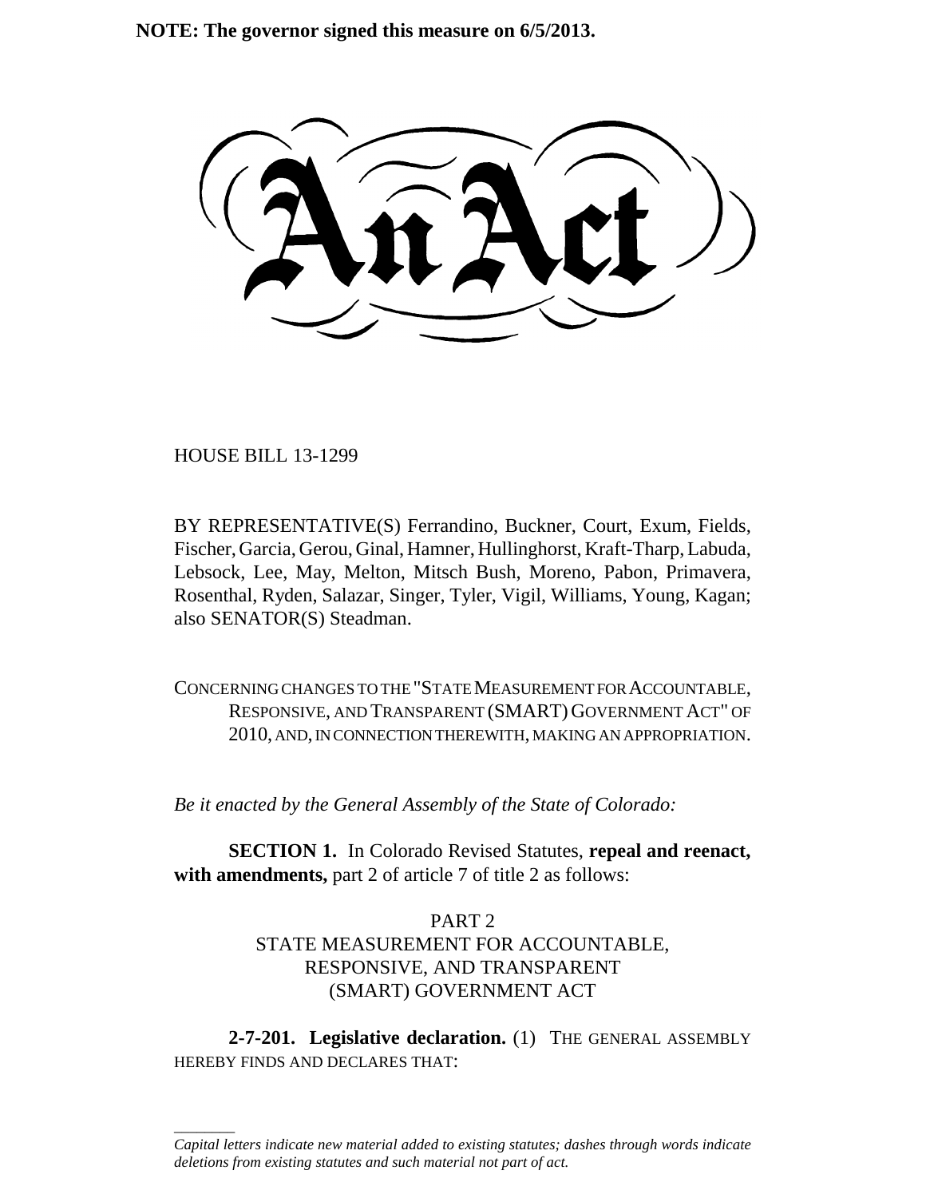**NOTE: The governor signed this measure on 6/5/2013.**

# An Act

HOUSE BILL 13-1299

BY REPRESENTATIVE(S) Ferrandino, Buckner, Court, Exum, Fields, Fischer, Garcia, Gerou, Ginal, Hamner, Hullinghorst, Kraft-Tharp, Labuda, Lebsock, Lee, May, Melton, Mitsch Bush, Moreno, Pabon, Primavera, Rosenthal, Ryden, Salazar, Singer, Tyler, Vigil, Williams, Young, Kagan; also SENATOR(S) Steadman.

CONCERNING CHANGES TO THE "STATE MEASUREMENT FOR ACCOUNTABLE, RESPONSIVE, AND TRANSPARENT (SMART) GOVERNMENT ACT" OF 2010, AND, IN CONNECTION THEREWITH, MAKING AN APPROPRIATION.

*Be it enacted by the General Assembly of the State of Colorado:*

**SECTION 1.** In Colorado Revised Statutes, **repeal and reenact, with amendments,** part 2 of article 7 of title 2 as follows:

PART 2
STATE MEASUREMENT FOR ACCOUNTABLE, RESPONSIVE, AND TRANSPARENT (SMART) GOVERNMENT ACT

**2-7-201. Legislative declaration.** (1) THE GENERAL ASSEMBLY HEREBY FINDS AND DECLARES THAT:

---

*Capital letters indicate new material added to existing statutes; dashes through words indicate deletions from existing statutes and such material not part of act.*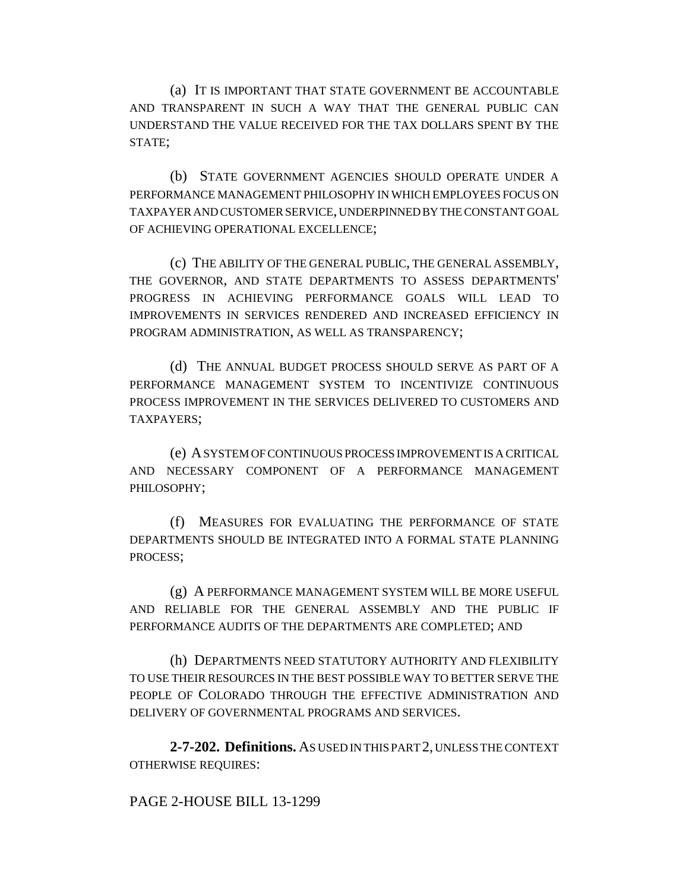(a) IT IS IMPORTANT THAT STATE GOVERNMENT BE ACCOUNTABLE AND TRANSPARENT IN SUCH A WAY THAT THE GENERAL PUBLIC CAN UNDERSTAND THE VALUE RECEIVED FOR THE TAX DOLLARS SPENT BY THE STATE;

(b) STATE GOVERNMENT AGENCIES SHOULD OPERATE UNDER A PERFORMANCE MANAGEMENT PHILOSOPHY IN WHICH EMPLOYEES FOCUS ON TAXPAYER AND CUSTOMER SERVICE, UNDERPINNED BY THE CONSTANT GOAL OF ACHIEVING OPERATIONAL EXCELLENCE;

(c) THE ABILITY OF THE GENERAL PUBLIC, THE GENERAL ASSEMBLY, THE GOVERNOR, AND STATE DEPARTMENTS TO ASSESS DEPARTMENTS' PROGRESS IN ACHIEVING PERFORMANCE GOALS WILL LEAD TO IMPROVEMENTS IN SERVICES RENDERED AND INCREASED EFFICIENCY IN PROGRAM ADMINISTRATION, AS WELL AS TRANSPARENCY;

(d) THE ANNUAL BUDGET PROCESS SHOULD SERVE AS PART OF A PERFORMANCE MANAGEMENT SYSTEM TO INCENTIVIZE CONTINUOUS PROCESS IMPROVEMENT IN THE SERVICES DELIVERED TO CUSTOMERS AND TAXPAYERS;

(e) A SYSTEM OF CONTINUOUS PROCESS IMPROVEMENT IS A CRITICAL AND NECESSARY COMPONENT OF A PERFORMANCE MANAGEMENT PHILOSOPHY;

(f) MEASURES FOR EVALUATING THE PERFORMANCE OF STATE DEPARTMENTS SHOULD BE INTEGRATED INTO A FORMAL STATE PLANNING PROCESS;

(g) A PERFORMANCE MANAGEMENT SYSTEM WILL BE MORE USEFUL AND RELIABLE FOR THE GENERAL ASSEMBLY AND THE PUBLIC IF PERFORMANCE AUDITS OF THE DEPARTMENTS ARE COMPLETED; AND

(h) DEPARTMENTS NEED STATUTORY AUTHORITY AND FLEXIBILITY TO USE THEIR RESOURCES IN THE BEST POSSIBLE WAY TO BETTER SERVE THE PEOPLE OF COLORADO THROUGH THE EFFECTIVE ADMINISTRATION AND DELIVERY OF GOVERNMENTAL PROGRAMS AND SERVICES.

**2-7-202. Definitions.** AS USED IN THIS PART 2, UNLESS THE CONTEXT OTHERWISE REQUIRES: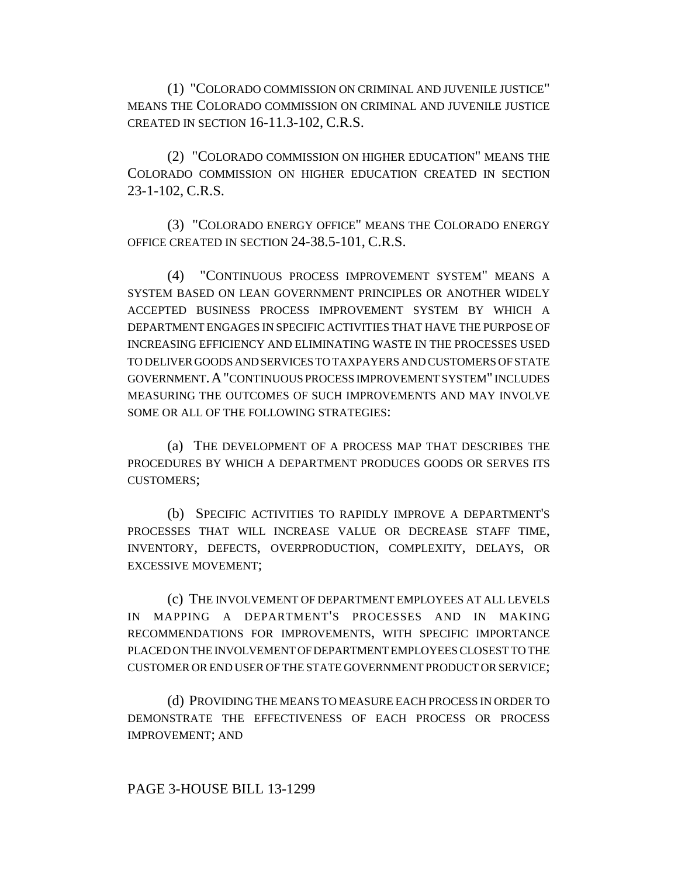(1) "COLORADO COMMISSION ON CRIMINAL AND JUVENILE JUSTICE" MEANS THE COLORADO COMMISSION ON CRIMINAL AND JUVENILE JUSTICE CREATED IN SECTION 16-11.3-102, C.R.S.

(2) "COLORADO COMMISSION ON HIGHER EDUCATION" MEANS THE COLORADO COMMISSION ON HIGHER EDUCATION CREATED IN SECTION 23-1-102, C.R.S.

(3) "COLORADO ENERGY OFFICE" MEANS THE COLORADO ENERGY OFFICE CREATED IN SECTION 24-38.5-101, C.R.S.

(4) "CONTINUOUS PROCESS IMPROVEMENT SYSTEM" MEANS A SYSTEM BASED ON LEAN GOVERNMENT PRINCIPLES OR ANOTHER WIDELY ACCEPTED BUSINESS PROCESS IMPROVEMENT SYSTEM BY WHICH A DEPARTMENT ENGAGES IN SPECIFIC ACTIVITIES THAT HAVE THE PURPOSE OF INCREASING EFFICIENCY AND ELIMINATING WASTE IN THE PROCESSES USED TO DELIVER GOODS AND SERVICES TO TAXPAYERS AND CUSTOMERS OF STATE GOVERNMENT. A "CONTINUOUS PROCESS IMPROVEMENT SYSTEM" INCLUDES MEASURING THE OUTCOMES OF SUCH IMPROVEMENTS AND MAY INVOLVE SOME OR ALL OF THE FOLLOWING STRATEGIES:

(a) THE DEVELOPMENT OF A PROCESS MAP THAT DESCRIBES THE PROCEDURES BY WHICH A DEPARTMENT PRODUCES GOODS OR SERVES ITS CUSTOMERS;

(b) SPECIFIC ACTIVITIES TO RAPIDLY IMPROVE A DEPARTMENT'S PROCESSES THAT WILL INCREASE VALUE OR DECREASE STAFF TIME, INVENTORY, DEFECTS, OVERPRODUCTION, COMPLEXITY, DELAYS, OR EXCESSIVE MOVEMENT;

(c) THE INVOLVEMENT OF DEPARTMENT EMPLOYEES AT ALL LEVELS IN MAPPING A DEPARTMENT'S PROCESSES AND IN MAKING RECOMMENDATIONS FOR IMPROVEMENTS, WITH SPECIFIC IMPORTANCE PLACED ON THE INVOLVEMENT OF DEPARTMENT EMPLOYEES CLOSEST TO THE CUSTOMER OR END USER OF THE STATE GOVERNMENT PRODUCT OR SERVICE;

(d) PROVIDING THE MEANS TO MEASURE EACH PROCESS IN ORDER TO DEMONSTRATE THE EFFECTIVENESS OF EACH PROCESS OR PROCESS IMPROVEMENT; AND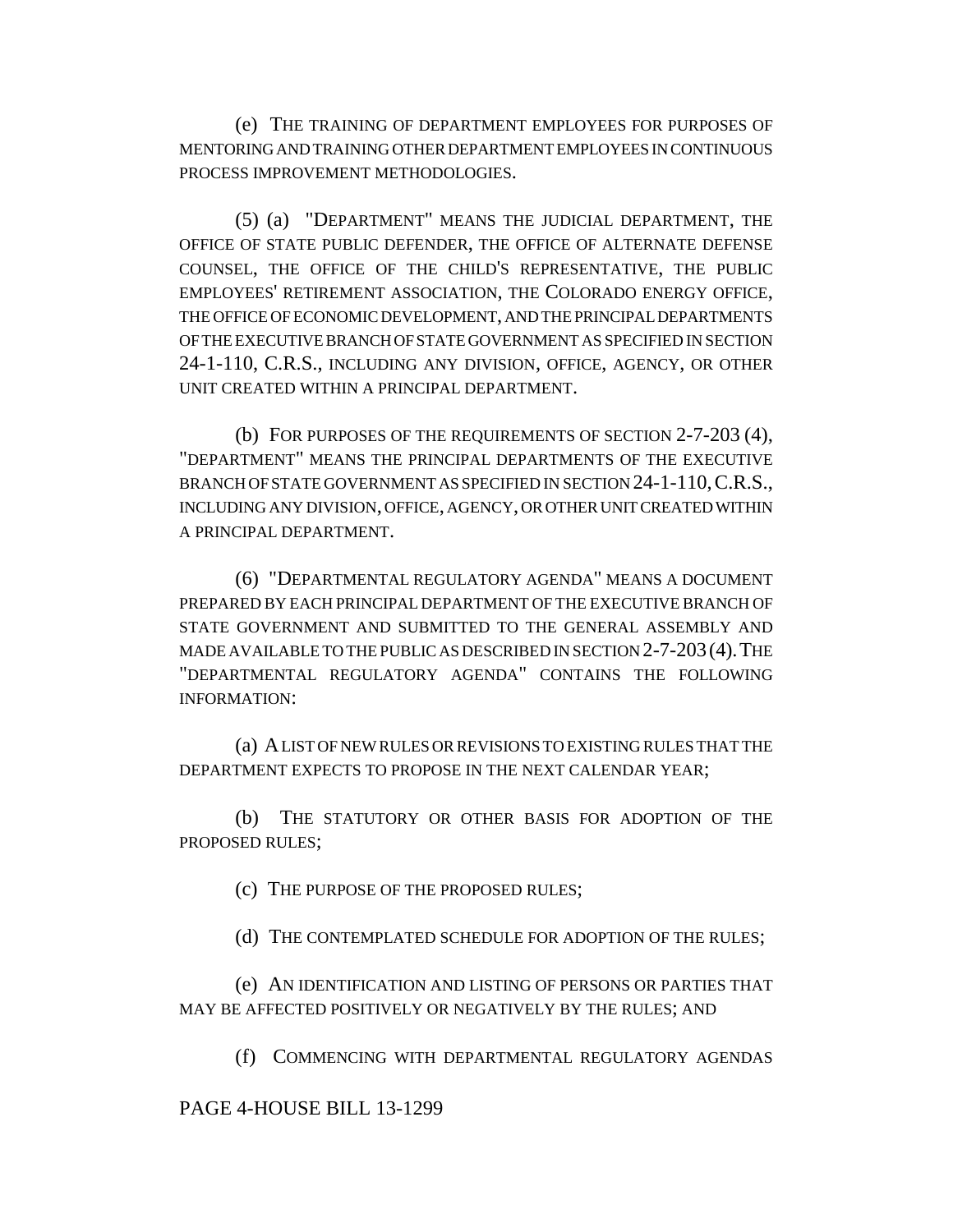(e) THE TRAINING OF DEPARTMENT EMPLOYEES FOR PURPOSES OF MENTORING AND TRAINING OTHER DEPARTMENT EMPLOYEES IN CONTINUOUS PROCESS IMPROVEMENT METHODOLOGIES.

(5) (a) "DEPARTMENT" MEANS THE JUDICIAL DEPARTMENT, THE OFFICE OF STATE PUBLIC DEFENDER, THE OFFICE OF ALTERNATE DEFENSE COUNSEL, THE OFFICE OF THE CHILD'S REPRESENTATIVE, THE PUBLIC EMPLOYEES' RETIREMENT ASSOCIATION, THE COLORADO ENERGY OFFICE, THE OFFICE OF ECONOMIC DEVELOPMENT, AND THE PRINCIPAL DEPARTMENTS OF THE EXECUTIVE BRANCH OF STATE GOVERNMENT AS SPECIFIED IN SECTION 24-1-110, C.R.S., INCLUDING ANY DIVISION, OFFICE, AGENCY, OR OTHER UNIT CREATED WITHIN A PRINCIPAL DEPARTMENT.

(b) FOR PURPOSES OF THE REQUIREMENTS OF SECTION 2-7-203 (4), "DEPARTMENT" MEANS THE PRINCIPAL DEPARTMENTS OF THE EXECUTIVE BRANCH OF STATE GOVERNMENT AS SPECIFIED IN SECTION 24-1-110, C.R.S., INCLUDING ANY DIVISION, OFFICE, AGENCY, OR OTHER UNIT CREATED WITHIN A PRINCIPAL DEPARTMENT.

(6) "DEPARTMENTAL REGULATORY AGENDA" MEANS A DOCUMENT PREPARED BY EACH PRINCIPAL DEPARTMENT OF THE EXECUTIVE BRANCH OF STATE GOVERNMENT AND SUBMITTED TO THE GENERAL ASSEMBLY AND MADE AVAILABLE TO THE PUBLIC AS DESCRIBED IN SECTION 2-7-203 (4). THE "DEPARTMENTAL REGULATORY AGENDA" CONTAINS THE FOLLOWING INFORMATION:

(a) A LIST OF NEW RULES OR REVISIONS TO EXISTING RULES THAT THE DEPARTMENT EXPECTS TO PROPOSE IN THE NEXT CALENDAR YEAR;

(b) THE STATUTORY OR OTHER BASIS FOR ADOPTION OF THE PROPOSED RULES;

(c) THE PURPOSE OF THE PROPOSED RULES;

(d) THE CONTEMPLATED SCHEDULE FOR ADOPTION OF THE RULES;

(e) AN IDENTIFICATION AND LISTING OF PERSONS OR PARTIES THAT MAY BE AFFECTED POSITIVELY OR NEGATIVELY BY THE RULES; AND

(f) COMMENCING WITH DEPARTMENTAL REGULATORY AGENDAS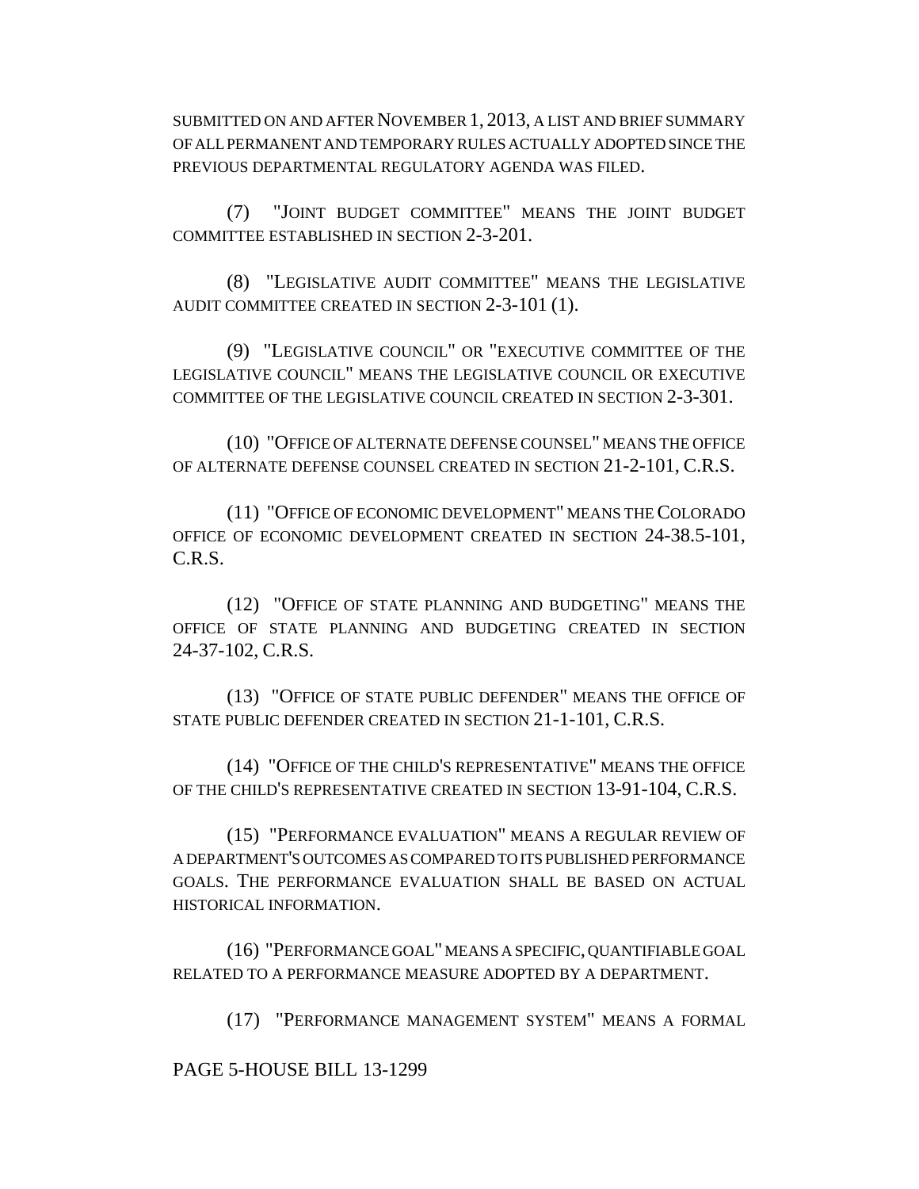SUBMITTED ON AND AFTER NOVEMBER 1, 2013, A LIST AND BRIEF SUMMARY OF ALL PERMANENT AND TEMPORARY RULES ACTUALLY ADOPTED SINCE THE PREVIOUS DEPARTMENTAL REGULATORY AGENDA WAS FILED.

(7) "JOINT BUDGET COMMITTEE" MEANS THE JOINT BUDGET COMMITTEE ESTABLISHED IN SECTION 2-3-201.

(8) "LEGISLATIVE AUDIT COMMITTEE" MEANS THE LEGISLATIVE AUDIT COMMITTEE CREATED IN SECTION 2-3-101 (1).

(9) "LEGISLATIVE COUNCIL" OR "EXECUTIVE COMMITTEE OF THE LEGISLATIVE COUNCIL" MEANS THE LEGISLATIVE COUNCIL OR EXECUTIVE COMMITTEE OF THE LEGISLATIVE COUNCIL CREATED IN SECTION 2-3-301.

(10) "OFFICE OF ALTERNATE DEFENSE COUNSEL" MEANS THE OFFICE OF ALTERNATE DEFENSE COUNSEL CREATED IN SECTION 21-2-101, C.R.S.

(11) "OFFICE OF ECONOMIC DEVELOPMENT" MEANS THE COLORADO OFFICE OF ECONOMIC DEVELOPMENT CREATED IN SECTION 24-38.5-101, C.R.S.

(12) "OFFICE OF STATE PLANNING AND BUDGETING" MEANS THE OFFICE OF STATE PLANNING AND BUDGETING CREATED IN SECTION 24-37-102, C.R.S.

(13) "OFFICE OF STATE PUBLIC DEFENDER" MEANS THE OFFICE OF STATE PUBLIC DEFENDER CREATED IN SECTION 21-1-101, C.R.S.

(14) "OFFICE OF THE CHILD'S REPRESENTATIVE" MEANS THE OFFICE OF THE CHILD'S REPRESENTATIVE CREATED IN SECTION 13-91-104, C.R.S.

(15) "PERFORMANCE EVALUATION" MEANS A REGULAR REVIEW OF A DEPARTMENT'S OUTCOMES AS COMPARED TO ITS PUBLISHED PERFORMANCE GOALS. THE PERFORMANCE EVALUATION SHALL BE BASED ON ACTUAL HISTORICAL INFORMATION.

(16) "PERFORMANCE GOAL" MEANS A SPECIFIC, QUANTIFIABLE GOAL RELATED TO A PERFORMANCE MEASURE ADOPTED BY A DEPARTMENT.

(17) "PERFORMANCE MANAGEMENT SYSTEM" MEANS A FORMAL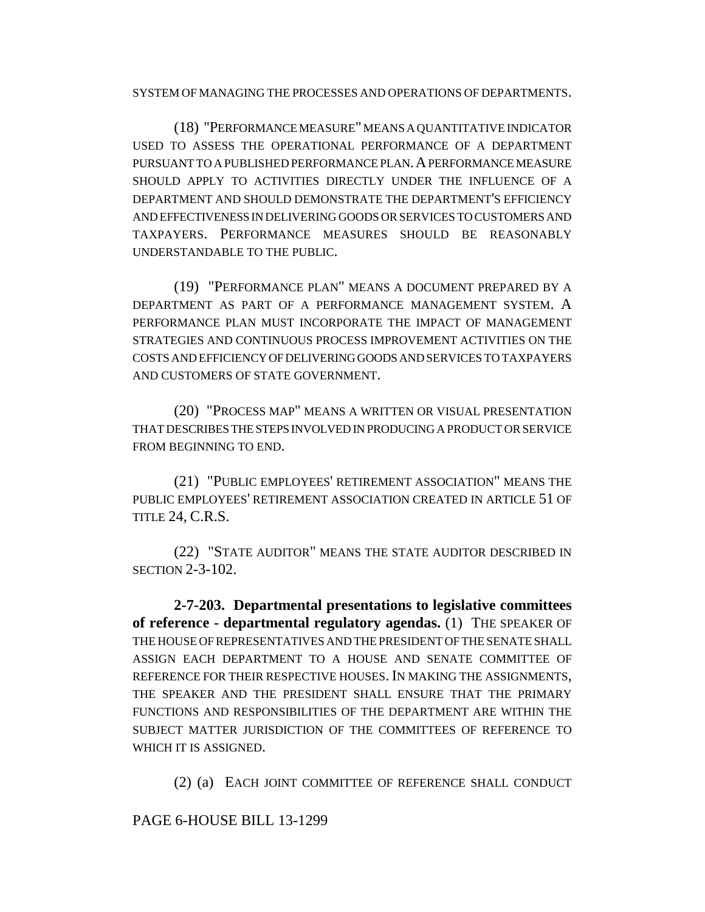SYSTEM OF MANAGING THE PROCESSES AND OPERATIONS OF DEPARTMENTS.

(18) "PERFORMANCE MEASURE" MEANS A QUANTITATIVE INDICATOR USED TO ASSESS THE OPERATIONAL PERFORMANCE OF A DEPARTMENT PURSUANT TO A PUBLISHED PERFORMANCE PLAN. A PERFORMANCE MEASURE SHOULD APPLY TO ACTIVITIES DIRECTLY UNDER THE INFLUENCE OF A DEPARTMENT AND SHOULD DEMONSTRATE THE DEPARTMENT'S EFFICIENCY AND EFFECTIVENESS IN DELIVERING GOODS OR SERVICES TO CUSTOMERS AND TAXPAYERS. PERFORMANCE MEASURES SHOULD BE REASONABLY UNDERSTANDABLE TO THE PUBLIC.

(19) "PERFORMANCE PLAN" MEANS A DOCUMENT PREPARED BY A DEPARTMENT AS PART OF A PERFORMANCE MANAGEMENT SYSTEM. A PERFORMANCE PLAN MUST INCORPORATE THE IMPACT OF MANAGEMENT STRATEGIES AND CONTINUOUS PROCESS IMPROVEMENT ACTIVITIES ON THE COSTS AND EFFICIENCY OF DELIVERING GOODS AND SERVICES TO TAXPAYERS AND CUSTOMERS OF STATE GOVERNMENT.

(20) "PROCESS MAP" MEANS A WRITTEN OR VISUAL PRESENTATION THAT DESCRIBES THE STEPS INVOLVED IN PRODUCING A PRODUCT OR SERVICE FROM BEGINNING TO END.

(21) "PUBLIC EMPLOYEES' RETIREMENT ASSOCIATION" MEANS THE PUBLIC EMPLOYEES' RETIREMENT ASSOCIATION CREATED IN ARTICLE 51 OF TITLE 24, C.R.S.

(22) "STATE AUDITOR" MEANS THE STATE AUDITOR DESCRIBED IN SECTION 2-3-102.

**2-7-203. Departmental presentations to legislative committees of reference - departmental regulatory agendas.** (1) THE SPEAKER OF THE HOUSE OF REPRESENTATIVES AND THE PRESIDENT OF THE SENATE SHALL ASSIGN EACH DEPARTMENT TO A HOUSE AND SENATE COMMITTEE OF REFERENCE FOR THEIR RESPECTIVE HOUSES. IN MAKING THE ASSIGNMENTS, THE SPEAKER AND THE PRESIDENT SHALL ENSURE THAT THE PRIMARY FUNCTIONS AND RESPONSIBILITIES OF THE DEPARTMENT ARE WITHIN THE SUBJECT MATTER JURISDICTION OF THE COMMITTEES OF REFERENCE TO WHICH IT IS ASSIGNED.

(2) (a) EACH JOINT COMMITTEE OF REFERENCE SHALL CONDUCT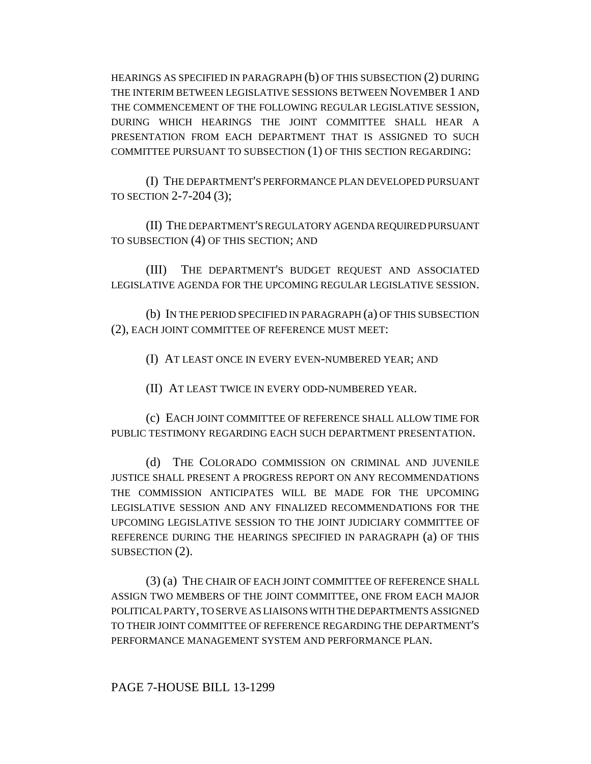HEARINGS AS SPECIFIED IN PARAGRAPH (b) OF THIS SUBSECTION (2) DURING THE INTERIM BETWEEN LEGISLATIVE SESSIONS BETWEEN NOVEMBER 1 AND THE COMMENCEMENT OF THE FOLLOWING REGULAR LEGISLATIVE SESSION, DURING WHICH HEARINGS THE JOINT COMMITTEE SHALL HEAR A PRESENTATION FROM EACH DEPARTMENT THAT IS ASSIGNED TO SUCH COMMITTEE PURSUANT TO SUBSECTION (1) OF THIS SECTION REGARDING:

(I) THE DEPARTMENT'S PERFORMANCE PLAN DEVELOPED PURSUANT TO SECTION 2-7-204 (3);

(II) THE DEPARTMENT'S REGULATORY AGENDA REQUIRED PURSUANT TO SUBSECTION (4) OF THIS SECTION; AND

(III) THE DEPARTMENT'S BUDGET REQUEST AND ASSOCIATED LEGISLATIVE AGENDA FOR THE UPCOMING REGULAR LEGISLATIVE SESSION.

(b) IN THE PERIOD SPECIFIED IN PARAGRAPH (a) OF THIS SUBSECTION (2), EACH JOINT COMMITTEE OF REFERENCE MUST MEET:

(I) AT LEAST ONCE IN EVERY EVEN-NUMBERED YEAR; AND

(II) AT LEAST TWICE IN EVERY ODD-NUMBERED YEAR.

(c) EACH JOINT COMMITTEE OF REFERENCE SHALL ALLOW TIME FOR PUBLIC TESTIMONY REGARDING EACH SUCH DEPARTMENT PRESENTATION.

(d) THE COLORADO COMMISSION ON CRIMINAL AND JUVENILE JUSTICE SHALL PRESENT A PROGRESS REPORT ON ANY RECOMMENDATIONS THE COMMISSION ANTICIPATES WILL BE MADE FOR THE UPCOMING LEGISLATIVE SESSION AND ANY FINALIZED RECOMMENDATIONS FOR THE UPCOMING LEGISLATIVE SESSION TO THE JOINT JUDICIARY COMMITTEE OF REFERENCE DURING THE HEARINGS SPECIFIED IN PARAGRAPH (a) OF THIS SUBSECTION (2).

(3) (a) THE CHAIR OF EACH JOINT COMMITTEE OF REFERENCE SHALL ASSIGN TWO MEMBERS OF THE JOINT COMMITTEE, ONE FROM EACH MAJOR POLITICAL PARTY, TO SERVE AS LIAISONS WITH THE DEPARTMENTS ASSIGNED TO THEIR JOINT COMMITTEE OF REFERENCE REGARDING THE DEPARTMENT'S PERFORMANCE MANAGEMENT SYSTEM AND PERFORMANCE PLAN.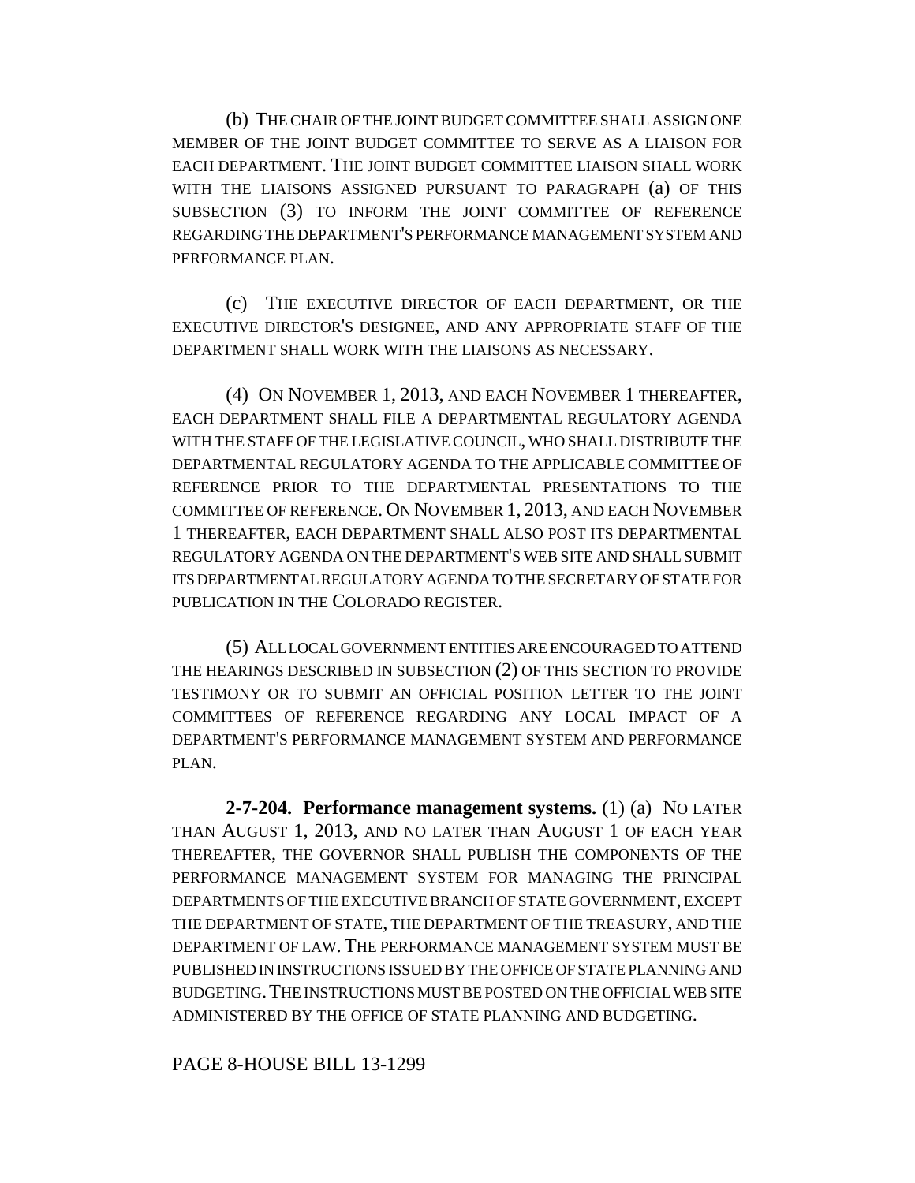(b) THE CHAIR OF THE JOINT BUDGET COMMITTEE SHALL ASSIGN ONE MEMBER OF THE JOINT BUDGET COMMITTEE TO SERVE AS A LIAISON FOR EACH DEPARTMENT. THE JOINT BUDGET COMMITTEE LIAISON SHALL WORK WITH THE LIAISONS ASSIGNED PURSUANT TO PARAGRAPH (a) OF THIS SUBSECTION (3) TO INFORM THE JOINT COMMITTEE OF REFERENCE REGARDING THE DEPARTMENT'S PERFORMANCE MANAGEMENT SYSTEM AND PERFORMANCE PLAN.

(c) THE EXECUTIVE DIRECTOR OF EACH DEPARTMENT, OR THE EXECUTIVE DIRECTOR'S DESIGNEE, AND ANY APPROPRIATE STAFF OF THE DEPARTMENT SHALL WORK WITH THE LIAISONS AS NECESSARY.

(4) ON NOVEMBER 1, 2013, AND EACH NOVEMBER 1 THEREAFTER, EACH DEPARTMENT SHALL FILE A DEPARTMENTAL REGULATORY AGENDA WITH THE STAFF OF THE LEGISLATIVE COUNCIL, WHO SHALL DISTRIBUTE THE DEPARTMENTAL REGULATORY AGENDA TO THE APPLICABLE COMMITTEE OF REFERENCE PRIOR TO THE DEPARTMENTAL PRESENTATIONS TO THE COMMITTEE OF REFERENCE. ON NOVEMBER 1, 2013, AND EACH NOVEMBER 1 THEREAFTER, EACH DEPARTMENT SHALL ALSO POST ITS DEPARTMENTAL REGULATORY AGENDA ON THE DEPARTMENT'S WEB SITE AND SHALL SUBMIT ITS DEPARTMENTAL REGULATORY AGENDA TO THE SECRETARY OF STATE FOR PUBLICATION IN THE COLORADO REGISTER.

(5) ALL LOCAL GOVERNMENT ENTITIES ARE ENCOURAGED TO ATTEND THE HEARINGS DESCRIBED IN SUBSECTION (2) OF THIS SECTION TO PROVIDE TESTIMONY OR TO SUBMIT AN OFFICIAL POSITION LETTER TO THE JOINT COMMITTEES OF REFERENCE REGARDING ANY LOCAL IMPACT OF A DEPARTMENT'S PERFORMANCE MANAGEMENT SYSTEM AND PERFORMANCE PLAN.

**2-7-204. Performance management systems.** (1) (a) NO LATER THAN AUGUST 1, 2013, AND NO LATER THAN AUGUST 1 OF EACH YEAR THEREAFTER, THE GOVERNOR SHALL PUBLISH THE COMPONENTS OF THE PERFORMANCE MANAGEMENT SYSTEM FOR MANAGING THE PRINCIPAL DEPARTMENTS OF THE EXECUTIVE BRANCH OF STATE GOVERNMENT, EXCEPT THE DEPARTMENT OF STATE, THE DEPARTMENT OF THE TREASURY, AND THE DEPARTMENT OF LAW. THE PERFORMANCE MANAGEMENT SYSTEM MUST BE PUBLISHED IN INSTRUCTIONS ISSUED BY THE OFFICE OF STATE PLANNING AND BUDGETING. THE INSTRUCTIONS MUST BE POSTED ON THE OFFICIAL WEB SITE ADMINISTERED BY THE OFFICE OF STATE PLANNING AND BUDGETING.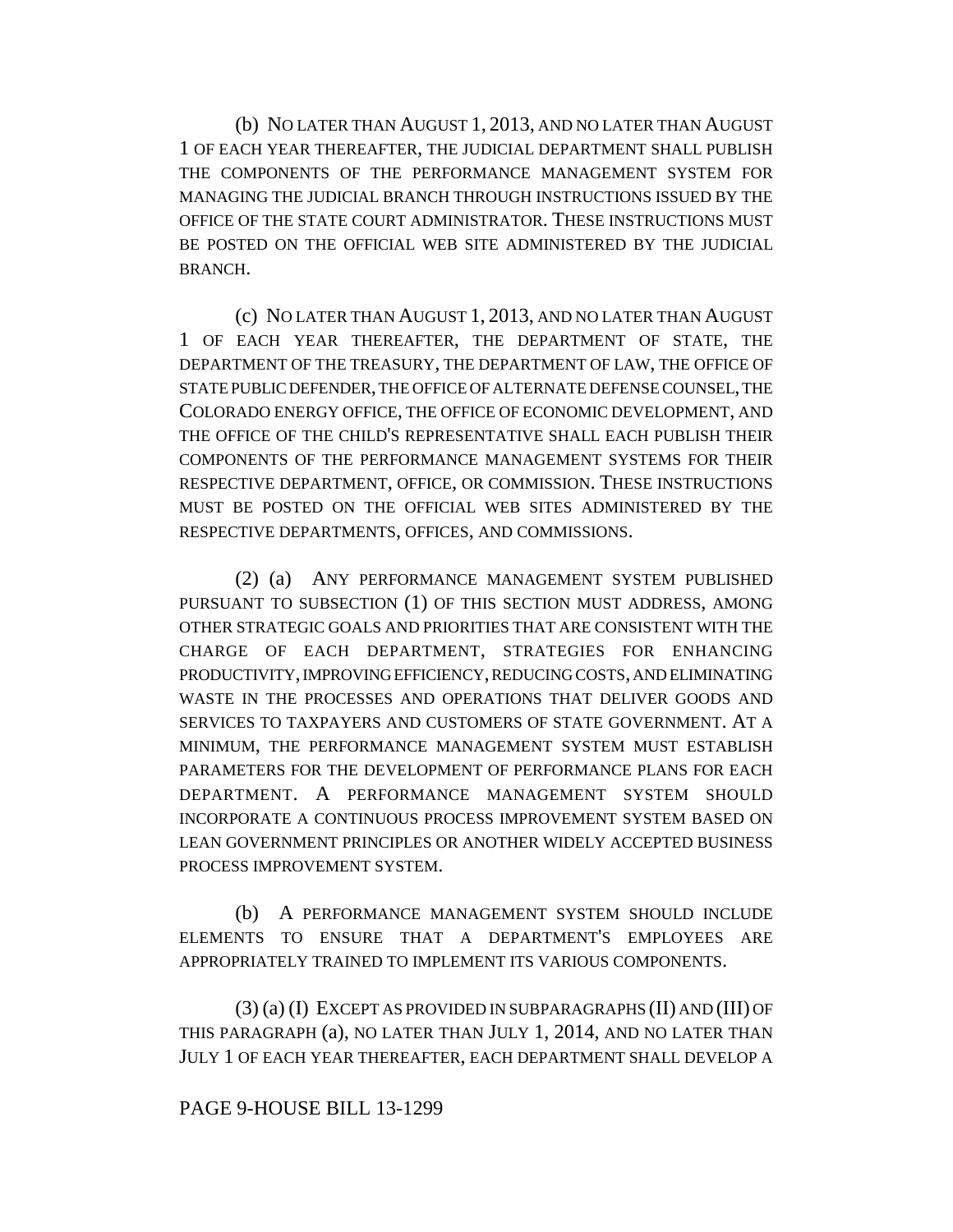(b) NO LATER THAN AUGUST 1, 2013, AND NO LATER THAN AUGUST 1 OF EACH YEAR THEREAFTER, THE JUDICIAL DEPARTMENT SHALL PUBLISH THE COMPONENTS OF THE PERFORMANCE MANAGEMENT SYSTEM FOR MANAGING THE JUDICIAL BRANCH THROUGH INSTRUCTIONS ISSUED BY THE OFFICE OF THE STATE COURT ADMINISTRATOR. THESE INSTRUCTIONS MUST BE POSTED ON THE OFFICIAL WEB SITE ADMINISTERED BY THE JUDICIAL BRANCH.

(c) NO LATER THAN AUGUST 1, 2013, AND NO LATER THAN AUGUST 1 OF EACH YEAR THEREAFTER, THE DEPARTMENT OF STATE, THE DEPARTMENT OF THE TREASURY, THE DEPARTMENT OF LAW, THE OFFICE OF STATE PUBLIC DEFENDER, THE OFFICE OF ALTERNATE DEFENSE COUNSEL, THE COLORADO ENERGY OFFICE, THE OFFICE OF ECONOMIC DEVELOPMENT, AND THE OFFICE OF THE CHILD'S REPRESENTATIVE SHALL EACH PUBLISH THEIR COMPONENTS OF THE PERFORMANCE MANAGEMENT SYSTEMS FOR THEIR RESPECTIVE DEPARTMENT, OFFICE, OR COMMISSION. THESE INSTRUCTIONS MUST BE POSTED ON THE OFFICIAL WEB SITES ADMINISTERED BY THE RESPECTIVE DEPARTMENTS, OFFICES, AND COMMISSIONS.

(2) (a) ANY PERFORMANCE MANAGEMENT SYSTEM PUBLISHED PURSUANT TO SUBSECTION (1) OF THIS SECTION MUST ADDRESS, AMONG OTHER STRATEGIC GOALS AND PRIORITIES THAT ARE CONSISTENT WITH THE CHARGE OF EACH DEPARTMENT, STRATEGIES FOR ENHANCING PRODUCTIVITY, IMPROVING EFFICIENCY, REDUCING COSTS, AND ELIMINATING WASTE IN THE PROCESSES AND OPERATIONS THAT DELIVER GOODS AND SERVICES TO TAXPAYERS AND CUSTOMERS OF STATE GOVERNMENT. AT A MINIMUM, THE PERFORMANCE MANAGEMENT SYSTEM MUST ESTABLISH PARAMETERS FOR THE DEVELOPMENT OF PERFORMANCE PLANS FOR EACH DEPARTMENT. A PERFORMANCE MANAGEMENT SYSTEM SHOULD INCORPORATE A CONTINUOUS PROCESS IMPROVEMENT SYSTEM BASED ON LEAN GOVERNMENT PRINCIPLES OR ANOTHER WIDELY ACCEPTED BUSINESS PROCESS IMPROVEMENT SYSTEM.

(b) A PERFORMANCE MANAGEMENT SYSTEM SHOULD INCLUDE ELEMENTS TO ENSURE THAT A DEPARTMENT'S EMPLOYEES ARE APPROPRIATELY TRAINED TO IMPLEMENT ITS VARIOUS COMPONENTS.

(3) (a) (I) EXCEPT AS PROVIDED IN SUBPARAGRAPHS (II) AND (III) OF THIS PARAGRAPH (a), NO LATER THAN JULY 1, 2014, AND NO LATER THAN JULY 1 OF EACH YEAR THEREAFTER, EACH DEPARTMENT SHALL DEVELOP A

PAGE 9-HOUSE BILL 13-1299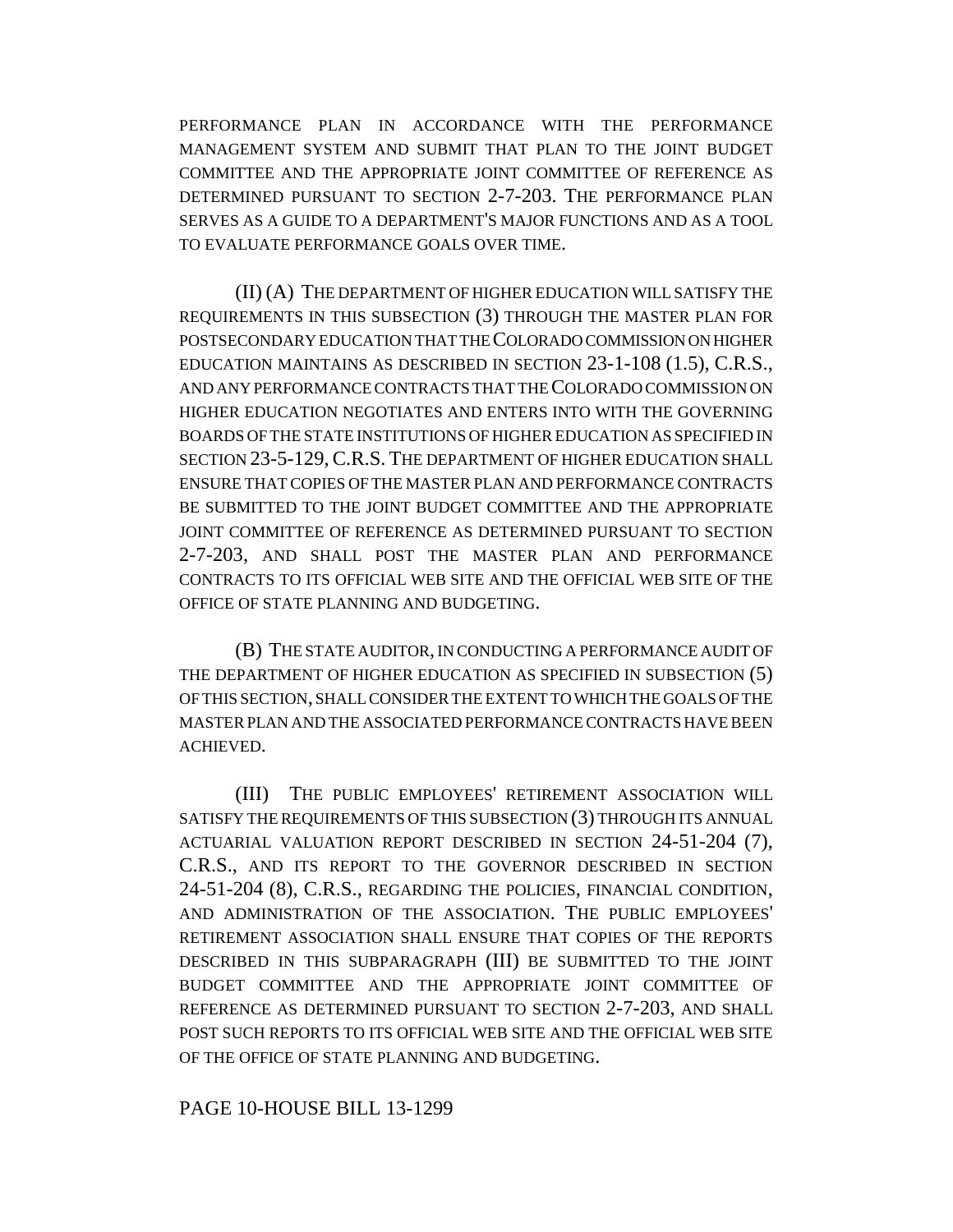PERFORMANCE PLAN IN ACCORDANCE WITH THE PERFORMANCE MANAGEMENT SYSTEM AND SUBMIT THAT PLAN TO THE JOINT BUDGET COMMITTEE AND THE APPROPRIATE JOINT COMMITTEE OF REFERENCE AS DETERMINED PURSUANT TO SECTION 2-7-203. THE PERFORMANCE PLAN SERVES AS A GUIDE TO A DEPARTMENT'S MAJOR FUNCTIONS AND AS A TOOL TO EVALUATE PERFORMANCE GOALS OVER TIME.

(II) (A) THE DEPARTMENT OF HIGHER EDUCATION WILL SATISFY THE REQUIREMENTS IN THIS SUBSECTION (3) THROUGH THE MASTER PLAN FOR POSTSECONDARY EDUCATION THAT THE COLORADO COMMISSION ON HIGHER EDUCATION MAINTAINS AS DESCRIBED IN SECTION 23-1-108 (1.5), C.R.S., AND ANY PERFORMANCE CONTRACTS THAT THE COLORADO COMMISSION ON HIGHER EDUCATION NEGOTIATES AND ENTERS INTO WITH THE GOVERNING BOARDS OF THE STATE INSTITUTIONS OF HIGHER EDUCATION AS SPECIFIED IN SECTION 23-5-129, C.R.S. THE DEPARTMENT OF HIGHER EDUCATION SHALL ENSURE THAT COPIES OF THE MASTER PLAN AND PERFORMANCE CONTRACTS BE SUBMITTED TO THE JOINT BUDGET COMMITTEE AND THE APPROPRIATE JOINT COMMITTEE OF REFERENCE AS DETERMINED PURSUANT TO SECTION 2-7-203, AND SHALL POST THE MASTER PLAN AND PERFORMANCE CONTRACTS TO ITS OFFICIAL WEB SITE AND THE OFFICIAL WEB SITE OF THE OFFICE OF STATE PLANNING AND BUDGETING.

(B) THE STATE AUDITOR, IN CONDUCTING A PERFORMANCE AUDIT OF THE DEPARTMENT OF HIGHER EDUCATION AS SPECIFIED IN SUBSECTION (5) OF THIS SECTION, SHALL CONSIDER THE EXTENT TO WHICH THE GOALS OF THE MASTER PLAN AND THE ASSOCIATED PERFORMANCE CONTRACTS HAVE BEEN ACHIEVED.

(III) THE PUBLIC EMPLOYEES' RETIREMENT ASSOCIATION WILL SATISFY THE REQUIREMENTS OF THIS SUBSECTION (3) THROUGH ITS ANNUAL ACTUARIAL VALUATION REPORT DESCRIBED IN SECTION 24-51-204 (7), C.R.S., AND ITS REPORT TO THE GOVERNOR DESCRIBED IN SECTION 24-51-204 (8), C.R.S., REGARDING THE POLICIES, FINANCIAL CONDITION, AND ADMINISTRATION OF THE ASSOCIATION. THE PUBLIC EMPLOYEES' RETIREMENT ASSOCIATION SHALL ENSURE THAT COPIES OF THE REPORTS DESCRIBED IN THIS SUBPARAGRAPH (III) BE SUBMITTED TO THE JOINT BUDGET COMMITTEE AND THE APPROPRIATE JOINT COMMITTEE OF REFERENCE AS DETERMINED PURSUANT TO SECTION 2-7-203, AND SHALL POST SUCH REPORTS TO ITS OFFICIAL WEB SITE AND THE OFFICIAL WEB SITE OF THE OFFICE OF STATE PLANNING AND BUDGETING.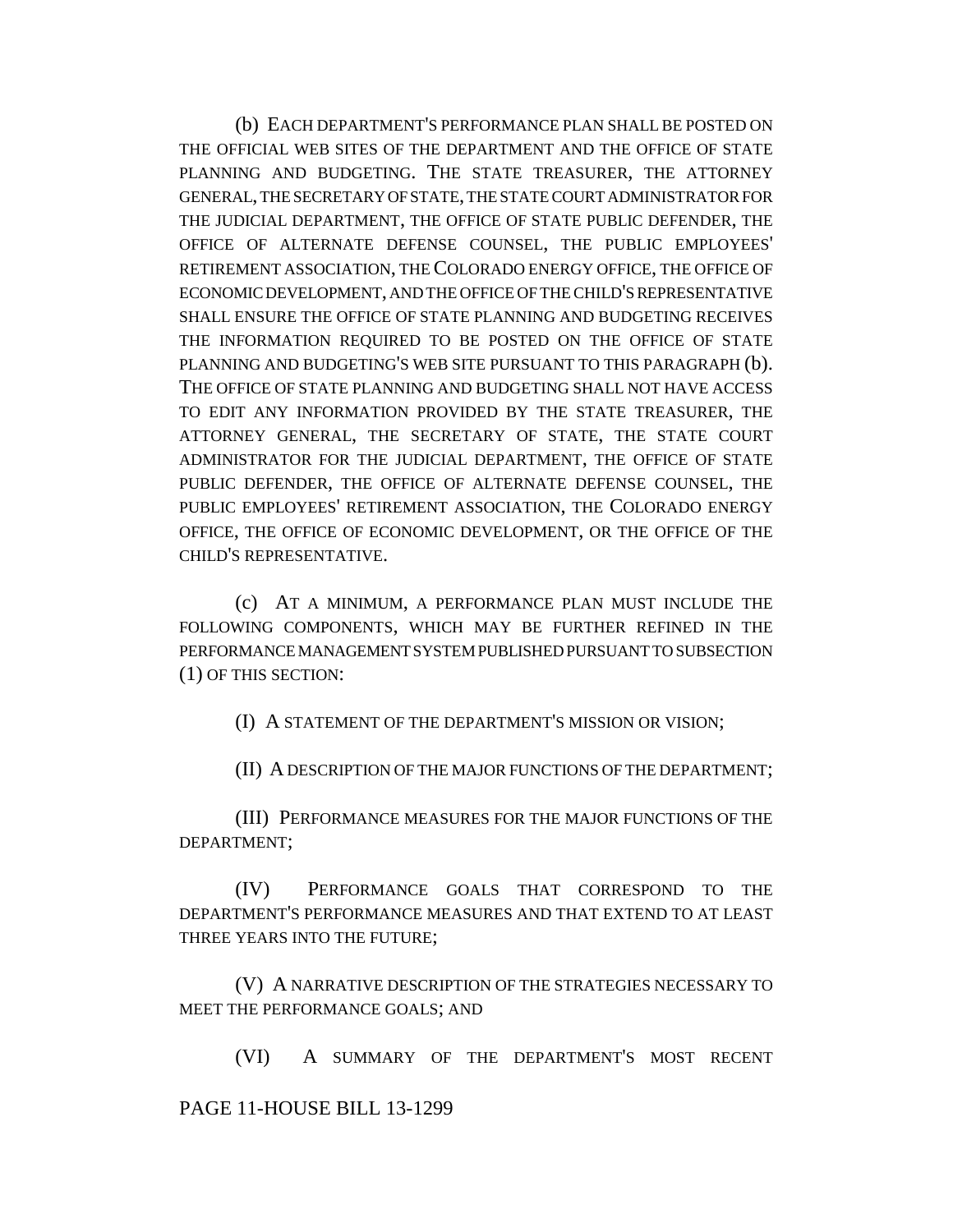(b) EACH DEPARTMENT'S PERFORMANCE PLAN SHALL BE POSTED ON THE OFFICIAL WEB SITES OF THE DEPARTMENT AND THE OFFICE OF STATE PLANNING AND BUDGETING. THE STATE TREASURER, THE ATTORNEY GENERAL, THE SECRETARY OF STATE, THE STATE COURT ADMINISTRATOR FOR THE JUDICIAL DEPARTMENT, THE OFFICE OF STATE PUBLIC DEFENDER, THE OFFICE OF ALTERNATE DEFENSE COUNSEL, THE PUBLIC EMPLOYEES' RETIREMENT ASSOCIATION, THE COLORADO ENERGY OFFICE, THE OFFICE OF ECONOMIC DEVELOPMENT, AND THE OFFICE OF THE CHILD'S REPRESENTATIVE SHALL ENSURE THE OFFICE OF STATE PLANNING AND BUDGETING RECEIVES THE INFORMATION REQUIRED TO BE POSTED ON THE OFFICE OF STATE PLANNING AND BUDGETING'S WEB SITE PURSUANT TO THIS PARAGRAPH (b). THE OFFICE OF STATE PLANNING AND BUDGETING SHALL NOT HAVE ACCESS TO EDIT ANY INFORMATION PROVIDED BY THE STATE TREASURER, THE ATTORNEY GENERAL, THE SECRETARY OF STATE, THE STATE COURT ADMINISTRATOR FOR THE JUDICIAL DEPARTMENT, THE OFFICE OF STATE PUBLIC DEFENDER, THE OFFICE OF ALTERNATE DEFENSE COUNSEL, THE PUBLIC EMPLOYEES' RETIREMENT ASSOCIATION, THE COLORADO ENERGY OFFICE, THE OFFICE OF ECONOMIC DEVELOPMENT, OR THE OFFICE OF THE CHILD'S REPRESENTATIVE.

(c) AT A MINIMUM, A PERFORMANCE PLAN MUST INCLUDE THE FOLLOWING COMPONENTS, WHICH MAY BE FURTHER REFINED IN THE PERFORMANCE MANAGEMENT SYSTEM PUBLISHED PURSUANT TO SUBSECTION (1) OF THIS SECTION:

(I) A STATEMENT OF THE DEPARTMENT'S MISSION OR VISION;

(II) A DESCRIPTION OF THE MAJOR FUNCTIONS OF THE DEPARTMENT;

(III) PERFORMANCE MEASURES FOR THE MAJOR FUNCTIONS OF THE DEPARTMENT;

(IV) PERFORMANCE GOALS THAT CORRESPOND TO THE DEPARTMENT'S PERFORMANCE MEASURES AND THAT EXTEND TO AT LEAST THREE YEARS INTO THE FUTURE;

(V) A NARRATIVE DESCRIPTION OF THE STRATEGIES NECESSARY TO MEET THE PERFORMANCE GOALS; AND

(VI) A SUMMARY OF THE DEPARTMENT'S MOST RECENT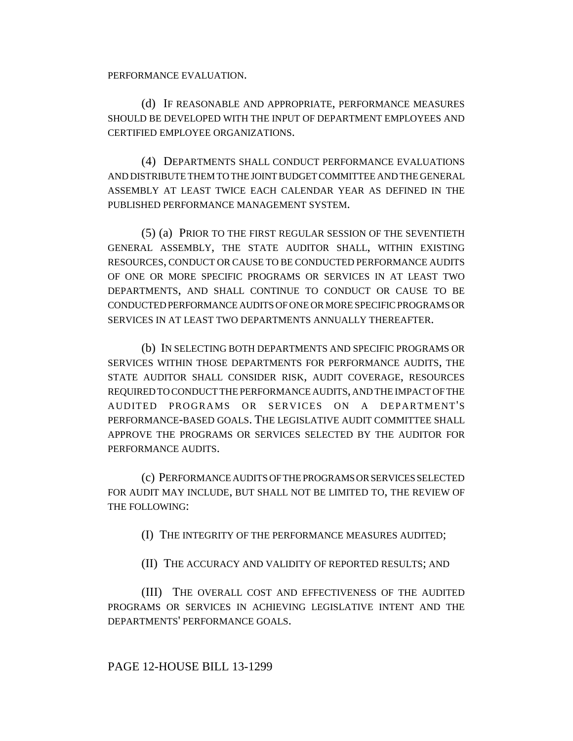PERFORMANCE EVALUATION.

(d) IF REASONABLE AND APPROPRIATE, PERFORMANCE MEASURES SHOULD BE DEVELOPED WITH THE INPUT OF DEPARTMENT EMPLOYEES AND CERTIFIED EMPLOYEE ORGANIZATIONS.

(4) DEPARTMENTS SHALL CONDUCT PERFORMANCE EVALUATIONS AND DISTRIBUTE THEM TO THE JOINT BUDGET COMMITTEE AND THE GENERAL ASSEMBLY AT LEAST TWICE EACH CALENDAR YEAR AS DEFINED IN THE PUBLISHED PERFORMANCE MANAGEMENT SYSTEM.

(5) (a) PRIOR TO THE FIRST REGULAR SESSION OF THE SEVENTIETH GENERAL ASSEMBLY, THE STATE AUDITOR SHALL, WITHIN EXISTING RESOURCES, CONDUCT OR CAUSE TO BE CONDUCTED PERFORMANCE AUDITS OF ONE OR MORE SPECIFIC PROGRAMS OR SERVICES IN AT LEAST TWO DEPARTMENTS, AND SHALL CONTINUE TO CONDUCT OR CAUSE TO BE CONDUCTED PERFORMANCE AUDITS OF ONE OR MORE SPECIFIC PROGRAMS OR SERVICES IN AT LEAST TWO DEPARTMENTS ANNUALLY THEREAFTER.

(b) IN SELECTING BOTH DEPARTMENTS AND SPECIFIC PROGRAMS OR SERVICES WITHIN THOSE DEPARTMENTS FOR PERFORMANCE AUDITS, THE STATE AUDITOR SHALL CONSIDER RISK, AUDIT COVERAGE, RESOURCES REQUIRED TO CONDUCT THE PERFORMANCE AUDITS, AND THE IMPACT OF THE AUDITED PROGRAMS OR SERVICES ON A DEPARTMENT'S PERFORMANCE-BASED GOALS. THE LEGISLATIVE AUDIT COMMITTEE SHALL APPROVE THE PROGRAMS OR SERVICES SELECTED BY THE AUDITOR FOR PERFORMANCE AUDITS.

(c) PERFORMANCE AUDITS OF THE PROGRAMS OR SERVICES SELECTED FOR AUDIT MAY INCLUDE, BUT SHALL NOT BE LIMITED TO, THE REVIEW OF THE FOLLOWING:

(I) THE INTEGRITY OF THE PERFORMANCE MEASURES AUDITED;

(II) THE ACCURACY AND VALIDITY OF REPORTED RESULTS; AND

(III) THE OVERALL COST AND EFFECTIVENESS OF THE AUDITED PROGRAMS OR SERVICES IN ACHIEVING LEGISLATIVE INTENT AND THE DEPARTMENTS' PERFORMANCE GOALS.

PAGE 12-HOUSE BILL 13-1299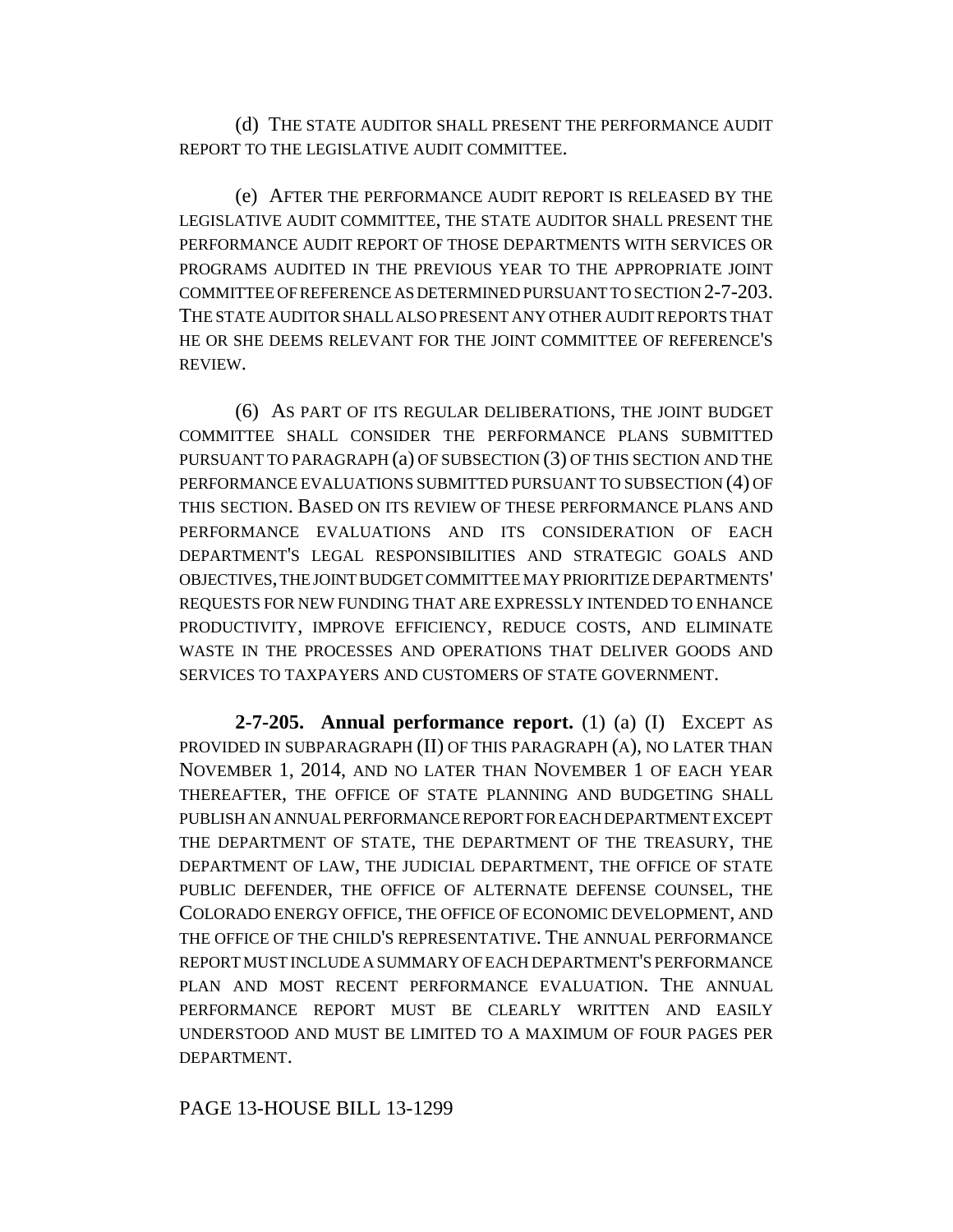(d) THE STATE AUDITOR SHALL PRESENT THE PERFORMANCE AUDIT REPORT TO THE LEGISLATIVE AUDIT COMMITTEE.

(e) AFTER THE PERFORMANCE AUDIT REPORT IS RELEASED BY THE LEGISLATIVE AUDIT COMMITTEE, THE STATE AUDITOR SHALL PRESENT THE PERFORMANCE AUDIT REPORT OF THOSE DEPARTMENTS WITH SERVICES OR PROGRAMS AUDITED IN THE PREVIOUS YEAR TO THE APPROPRIATE JOINT COMMITTEE OF REFERENCE AS DETERMINED PURSUANT TO SECTION 2-7-203. THE STATE AUDITOR SHALL ALSO PRESENT ANY OTHER AUDIT REPORTS THAT HE OR SHE DEEMS RELEVANT FOR THE JOINT COMMITTEE OF REFERENCE'S REVIEW.

(6) AS PART OF ITS REGULAR DELIBERATIONS, THE JOINT BUDGET COMMITTEE SHALL CONSIDER THE PERFORMANCE PLANS SUBMITTED PURSUANT TO PARAGRAPH (a) OF SUBSECTION (3) OF THIS SECTION AND THE PERFORMANCE EVALUATIONS SUBMITTED PURSUANT TO SUBSECTION (4) OF THIS SECTION. BASED ON ITS REVIEW OF THESE PERFORMANCE PLANS AND PERFORMANCE EVALUATIONS AND ITS CONSIDERATION OF EACH DEPARTMENT'S LEGAL RESPONSIBILITIES AND STRATEGIC GOALS AND OBJECTIVES, THE JOINT BUDGET COMMITTEE MAY PRIORITIZE DEPARTMENTS' REQUESTS FOR NEW FUNDING THAT ARE EXPRESSLY INTENDED TO ENHANCE PRODUCTIVITY, IMPROVE EFFICIENCY, REDUCE COSTS, AND ELIMINATE WASTE IN THE PROCESSES AND OPERATIONS THAT DELIVER GOODS AND SERVICES TO TAXPAYERS AND CUSTOMERS OF STATE GOVERNMENT.

**2-7-205. Annual performance report.** (1) (a) (I) EXCEPT AS PROVIDED IN SUBPARAGRAPH (II) OF THIS PARAGRAPH (A), NO LATER THAN NOVEMBER 1, 2014, AND NO LATER THAN NOVEMBER 1 OF EACH YEAR THEREAFTER, THE OFFICE OF STATE PLANNING AND BUDGETING SHALL PUBLISH AN ANNUAL PERFORMANCE REPORT FOR EACH DEPARTMENT EXCEPT THE DEPARTMENT OF STATE, THE DEPARTMENT OF THE TREASURY, THE DEPARTMENT OF LAW, THE JUDICIAL DEPARTMENT, THE OFFICE OF STATE PUBLIC DEFENDER, THE OFFICE OF ALTERNATE DEFENSE COUNSEL, THE COLORADO ENERGY OFFICE, THE OFFICE OF ECONOMIC DEVELOPMENT, AND THE OFFICE OF THE CHILD'S REPRESENTATIVE. THE ANNUAL PERFORMANCE REPORT MUST INCLUDE A SUMMARY OF EACH DEPARTMENT'S PERFORMANCE PLAN AND MOST RECENT PERFORMANCE EVALUATION. THE ANNUAL PERFORMANCE REPORT MUST BE CLEARLY WRITTEN AND EASILY UNDERSTOOD AND MUST BE LIMITED TO A MAXIMUM OF FOUR PAGES PER DEPARTMENT.

PAGE 13-HOUSE BILL 13-1299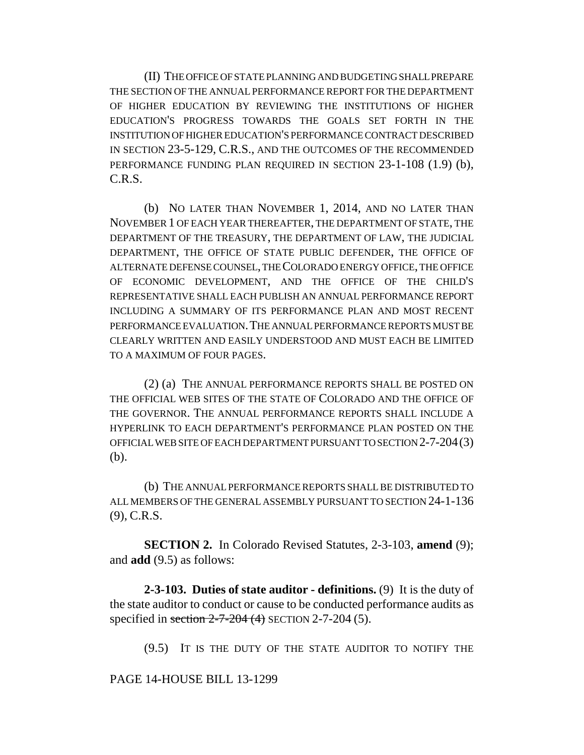(II) THE OFFICE OF STATE PLANNING AND BUDGETING SHALL PREPARE THE SECTION OF THE ANNUAL PERFORMANCE REPORT FOR THE DEPARTMENT OF HIGHER EDUCATION BY REVIEWING THE INSTITUTIONS OF HIGHER EDUCATION'S PROGRESS TOWARDS THE GOALS SET FORTH IN THE INSTITUTION OF HIGHER EDUCATION'S PERFORMANCE CONTRACT DESCRIBED IN SECTION 23-5-129, C.R.S., AND THE OUTCOMES OF THE RECOMMENDED PERFORMANCE FUNDING PLAN REQUIRED IN SECTION 23-1-108 (1.9) (b), C.R.S.

(b) NO LATER THAN NOVEMBER 1, 2014, AND NO LATER THAN NOVEMBER 1 OF EACH YEAR THEREAFTER, THE DEPARTMENT OF STATE, THE DEPARTMENT OF THE TREASURY, THE DEPARTMENT OF LAW, THE JUDICIAL DEPARTMENT, THE OFFICE OF STATE PUBLIC DEFENDER, THE OFFICE OF ALTERNATE DEFENSE COUNSEL, THE COLORADO ENERGY OFFICE, THE OFFICE OF ECONOMIC DEVELOPMENT, AND THE OFFICE OF THE CHILD'S REPRESENTATIVE SHALL EACH PUBLISH AN ANNUAL PERFORMANCE REPORT INCLUDING A SUMMARY OF ITS PERFORMANCE PLAN AND MOST RECENT PERFORMANCE EVALUATION. THE ANNUAL PERFORMANCE REPORTS MUST BE CLEARLY WRITTEN AND EASILY UNDERSTOOD AND MUST EACH BE LIMITED TO A MAXIMUM OF FOUR PAGES.

(2) (a) THE ANNUAL PERFORMANCE REPORTS SHALL BE POSTED ON THE OFFICIAL WEB SITES OF THE STATE OF COLORADO AND THE OFFICE OF THE GOVERNOR. THE ANNUAL PERFORMANCE REPORTS SHALL INCLUDE A HYPERLINK TO EACH DEPARTMENT'S PERFORMANCE PLAN POSTED ON THE OFFICIAL WEB SITE OF EACH DEPARTMENT PURSUANT TO SECTION 2-7-204 (3) (b).

(b) THE ANNUAL PERFORMANCE REPORTS SHALL BE DISTRIBUTED TO ALL MEMBERS OF THE GENERAL ASSEMBLY PURSUANT TO SECTION 24-1-136 (9), C.R.S.

**SECTION 2.** In Colorado Revised Statutes, 2-3-103, **amend** (9); and **add** (9.5) as follows:

**2-3-103. Duties of state auditor - definitions.** (9) It is the duty of the state auditor to conduct or cause to be conducted performance audits as specified in ~~section 2-7-204 (4)~~ SECTION 2-7-204 (5).

(9.5) IT IS THE DUTY OF THE STATE AUDITOR TO NOTIFY THE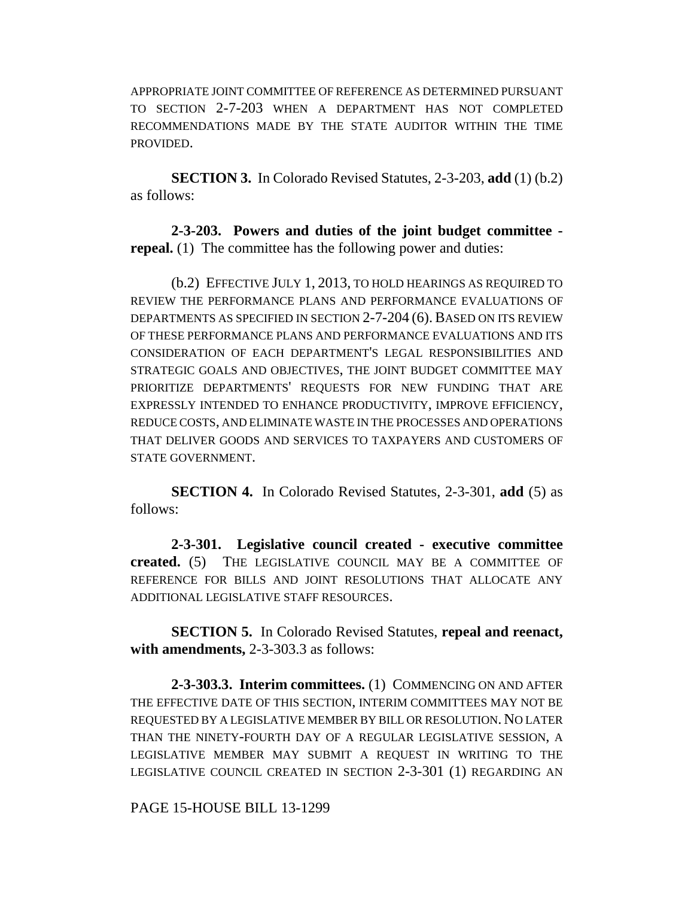APPROPRIATE JOINT COMMITTEE OF REFERENCE AS DETERMINED PURSUANT TO SECTION 2-7-203 WHEN A DEPARTMENT HAS NOT COMPLETED RECOMMENDATIONS MADE BY THE STATE AUDITOR WITHIN THE TIME PROVIDED.

**SECTION 3.** In Colorado Revised Statutes, 2-3-203, **add** (1) (b.2) as follows:

**2-3-203. Powers and duties of the joint budget committee - repeal.** (1) The committee has the following power and duties:

(b.2) EFFECTIVE JULY 1, 2013, TO HOLD HEARINGS AS REQUIRED TO REVIEW THE PERFORMANCE PLANS AND PERFORMANCE EVALUATIONS OF DEPARTMENTS AS SPECIFIED IN SECTION 2-7-204 (6). BASED ON ITS REVIEW OF THESE PERFORMANCE PLANS AND PERFORMANCE EVALUATIONS AND ITS CONSIDERATION OF EACH DEPARTMENT'S LEGAL RESPONSIBILITIES AND STRATEGIC GOALS AND OBJECTIVES, THE JOINT BUDGET COMMITTEE MAY PRIORITIZE DEPARTMENTS' REQUESTS FOR NEW FUNDING THAT ARE EXPRESSLY INTENDED TO ENHANCE PRODUCTIVITY, IMPROVE EFFICIENCY, REDUCE COSTS, AND ELIMINATE WASTE IN THE PROCESSES AND OPERATIONS THAT DELIVER GOODS AND SERVICES TO TAXPAYERS AND CUSTOMERS OF STATE GOVERNMENT.

**SECTION 4.** In Colorado Revised Statutes, 2-3-301, **add** (5) as follows:

**2-3-301. Legislative council created - executive committee created.** (5) THE LEGISLATIVE COUNCIL MAY BE A COMMITTEE OF REFERENCE FOR BILLS AND JOINT RESOLUTIONS THAT ALLOCATE ANY ADDITIONAL LEGISLATIVE STAFF RESOURCES.

**SECTION 5.** In Colorado Revised Statutes, **repeal and reenact, with amendments,** 2-3-303.3 as follows:

**2-3-303.3. Interim committees.** (1) COMMENCING ON AND AFTER THE EFFECTIVE DATE OF THIS SECTION, INTERIM COMMITTEES MAY NOT BE REQUESTED BY A LEGISLATIVE MEMBER BY BILL OR RESOLUTION. NO LATER THAN THE NINETY-FOURTH DAY OF A REGULAR LEGISLATIVE SESSION, A LEGISLATIVE MEMBER MAY SUBMIT A REQUEST IN WRITING TO THE LEGISLATIVE COUNCIL CREATED IN SECTION 2-3-301 (1) REGARDING AN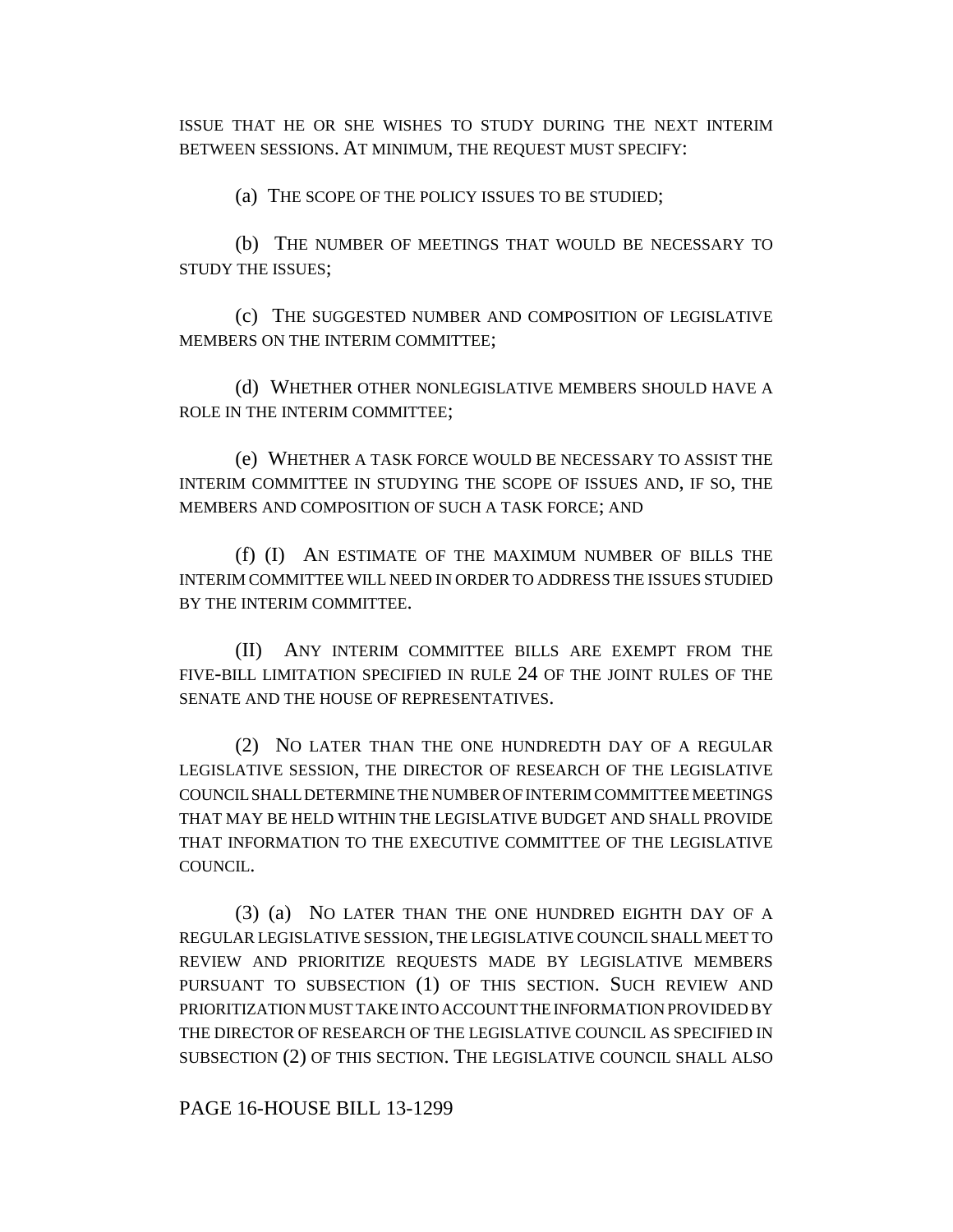ISSUE THAT HE OR SHE WISHES TO STUDY DURING THE NEXT INTERIM BETWEEN SESSIONS. AT MINIMUM, THE REQUEST MUST SPECIFY:

(a) THE SCOPE OF THE POLICY ISSUES TO BE STUDIED;

(b) THE NUMBER OF MEETINGS THAT WOULD BE NECESSARY TO STUDY THE ISSUES;

(c) THE SUGGESTED NUMBER AND COMPOSITION OF LEGISLATIVE MEMBERS ON THE INTERIM COMMITTEE;

(d) WHETHER OTHER NONLEGISLATIVE MEMBERS SHOULD HAVE A ROLE IN THE INTERIM COMMITTEE;

(e) WHETHER A TASK FORCE WOULD BE NECESSARY TO ASSIST THE INTERIM COMMITTEE IN STUDYING THE SCOPE OF ISSUES AND, IF SO, THE MEMBERS AND COMPOSITION OF SUCH A TASK FORCE; AND

(f) (I) AN ESTIMATE OF THE MAXIMUM NUMBER OF BILLS THE INTERIM COMMITTEE WILL NEED IN ORDER TO ADDRESS THE ISSUES STUDIED BY THE INTERIM COMMITTEE.

(II) ANY INTERIM COMMITTEE BILLS ARE EXEMPT FROM THE FIVE-BILL LIMITATION SPECIFIED IN RULE 24 OF THE JOINT RULES OF THE SENATE AND THE HOUSE OF REPRESENTATIVES.

(2) NO LATER THAN THE ONE HUNDREDTH DAY OF A REGULAR LEGISLATIVE SESSION, THE DIRECTOR OF RESEARCH OF THE LEGISLATIVE COUNCIL SHALL DETERMINE THE NUMBER OF INTERIM COMMITTEE MEETINGS THAT MAY BE HELD WITHIN THE LEGISLATIVE BUDGET AND SHALL PROVIDE THAT INFORMATION TO THE EXECUTIVE COMMITTEE OF THE LEGISLATIVE COUNCIL.

(3) (a) NO LATER THAN THE ONE HUNDRED EIGHTH DAY OF A REGULAR LEGISLATIVE SESSION, THE LEGISLATIVE COUNCIL SHALL MEET TO REVIEW AND PRIORITIZE REQUESTS MADE BY LEGISLATIVE MEMBERS PURSUANT TO SUBSECTION (1) OF THIS SECTION. SUCH REVIEW AND PRIORITIZATION MUST TAKE INTO ACCOUNT THE INFORMATION PROVIDED BY THE DIRECTOR OF RESEARCH OF THE LEGISLATIVE COUNCIL AS SPECIFIED IN SUBSECTION (2) OF THIS SECTION. THE LEGISLATIVE COUNCIL SHALL ALSO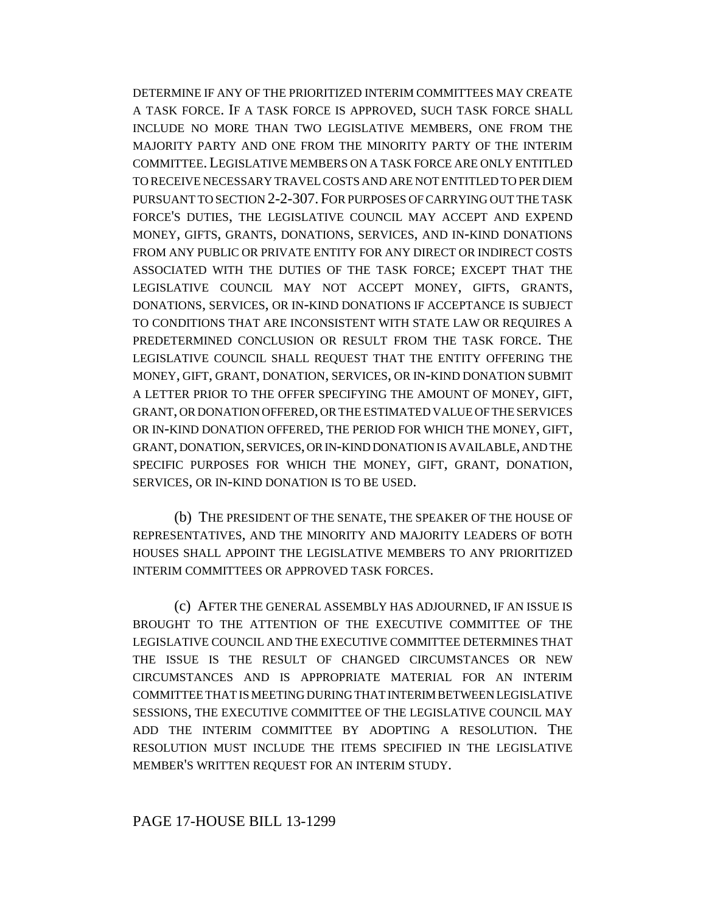DETERMINE IF ANY OF THE PRIORITIZED INTERIM COMMITTEES MAY CREATE A TASK FORCE. IF A TASK FORCE IS APPROVED, SUCH TASK FORCE SHALL INCLUDE NO MORE THAN TWO LEGISLATIVE MEMBERS, ONE FROM THE MAJORITY PARTY AND ONE FROM THE MINORITY PARTY OF THE INTERIM COMMITTEE. LEGISLATIVE MEMBERS ON A TASK FORCE ARE ONLY ENTITLED TO RECEIVE NECESSARY TRAVEL COSTS AND ARE NOT ENTITLED TO PER DIEM PURSUANT TO SECTION 2-2-307. FOR PURPOSES OF CARRYING OUT THE TASK FORCE'S DUTIES, THE LEGISLATIVE COUNCIL MAY ACCEPT AND EXPEND MONEY, GIFTS, GRANTS, DONATIONS, SERVICES, AND IN-KIND DONATIONS FROM ANY PUBLIC OR PRIVATE ENTITY FOR ANY DIRECT OR INDIRECT COSTS ASSOCIATED WITH THE DUTIES OF THE TASK FORCE; EXCEPT THAT THE LEGISLATIVE COUNCIL MAY NOT ACCEPT MONEY, GIFTS, GRANTS, DONATIONS, SERVICES, OR IN-KIND DONATIONS IF ACCEPTANCE IS SUBJECT TO CONDITIONS THAT ARE INCONSISTENT WITH STATE LAW OR REQUIRES A PREDETERMINED CONCLUSION OR RESULT FROM THE TASK FORCE. THE LEGISLATIVE COUNCIL SHALL REQUEST THAT THE ENTITY OFFERING THE MONEY, GIFT, GRANT, DONATION, SERVICES, OR IN-KIND DONATION SUBMIT A LETTER PRIOR TO THE OFFER SPECIFYING THE AMOUNT OF MONEY, GIFT, GRANT, OR DONATION OFFERED, OR THE ESTIMATED VALUE OF THE SERVICES OR IN-KIND DONATION OFFERED, THE PERIOD FOR WHICH THE MONEY, GIFT, GRANT, DONATION, SERVICES, OR IN-KIND DONATION IS AVAILABLE, AND THE SPECIFIC PURPOSES FOR WHICH THE MONEY, GIFT, GRANT, DONATION, SERVICES, OR IN-KIND DONATION IS TO BE USED.

(b) THE PRESIDENT OF THE SENATE, THE SPEAKER OF THE HOUSE OF REPRESENTATIVES, AND THE MINORITY AND MAJORITY LEADERS OF BOTH HOUSES SHALL APPOINT THE LEGISLATIVE MEMBERS TO ANY PRIORITIZED INTERIM COMMITTEES OR APPROVED TASK FORCES.

(c) AFTER THE GENERAL ASSEMBLY HAS ADJOURNED, IF AN ISSUE IS BROUGHT TO THE ATTENTION OF THE EXECUTIVE COMMITTEE OF THE LEGISLATIVE COUNCIL AND THE EXECUTIVE COMMITTEE DETERMINES THAT THE ISSUE IS THE RESULT OF CHANGED CIRCUMSTANCES OR NEW CIRCUMSTANCES AND IS APPROPRIATE MATERIAL FOR AN INTERIM COMMITTEE THAT IS MEETING DURING THAT INTERIM BETWEEN LEGISLATIVE SESSIONS, THE EXECUTIVE COMMITTEE OF THE LEGISLATIVE COUNCIL MAY ADD THE INTERIM COMMITTEE BY ADOPTING A RESOLUTION. THE RESOLUTION MUST INCLUDE THE ITEMS SPECIFIED IN THE LEGISLATIVE MEMBER'S WRITTEN REQUEST FOR AN INTERIM STUDY.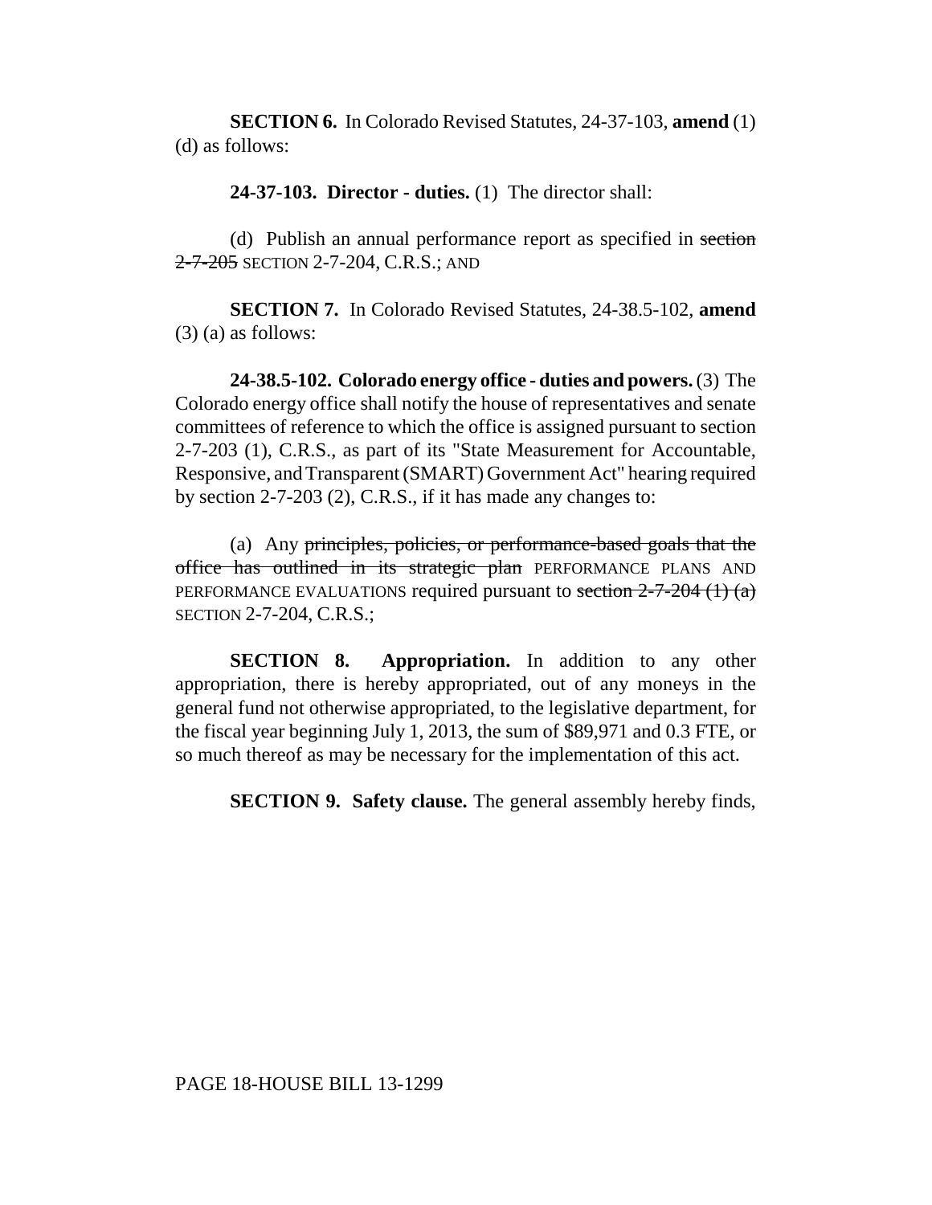**SECTION 6.** In Colorado Revised Statutes, 24-37-103, **amend** (1) (d) as follows:

**24-37-103. Director - duties.** (1) The director shall:

(d) Publish an annual performance report as specified in ~~section 2-7-205~~ SECTION 2-7-204, C.R.S.; AND

**SECTION 7.** In Colorado Revised Statutes, 24-38.5-102, **amend** (3) (a) as follows:

**24-38.5-102. Colorado energy office - duties and powers.** (3) The Colorado energy office shall notify the house of representatives and senate committees of reference to which the office is assigned pursuant to section 2-7-203 (1), C.R.S., as part of its "State Measurement for Accountable, Responsive, and Transparent (SMART) Government Act" hearing required by section 2-7-203 (2), C.R.S., if it has made any changes to:

(a) Any ~~principles, policies, or performance-based goals that the office has outlined in its strategic plan~~ PERFORMANCE PLANS AND PERFORMANCE EVALUATIONS required pursuant to ~~section 2-7-204 (1) (a)~~ SECTION 2-7-204, C.R.S.;

**SECTION 8. Appropriation.** In addition to any other appropriation, there is hereby appropriated, out of any moneys in the general fund not otherwise appropriated, to the legislative department, for the fiscal year beginning July 1, 2013, the sum of $89,971 and 0.3 FTE, or so much thereof as may be necessary for the implementation of this act.

**SECTION 9. Safety clause.** The general assembly hereby finds,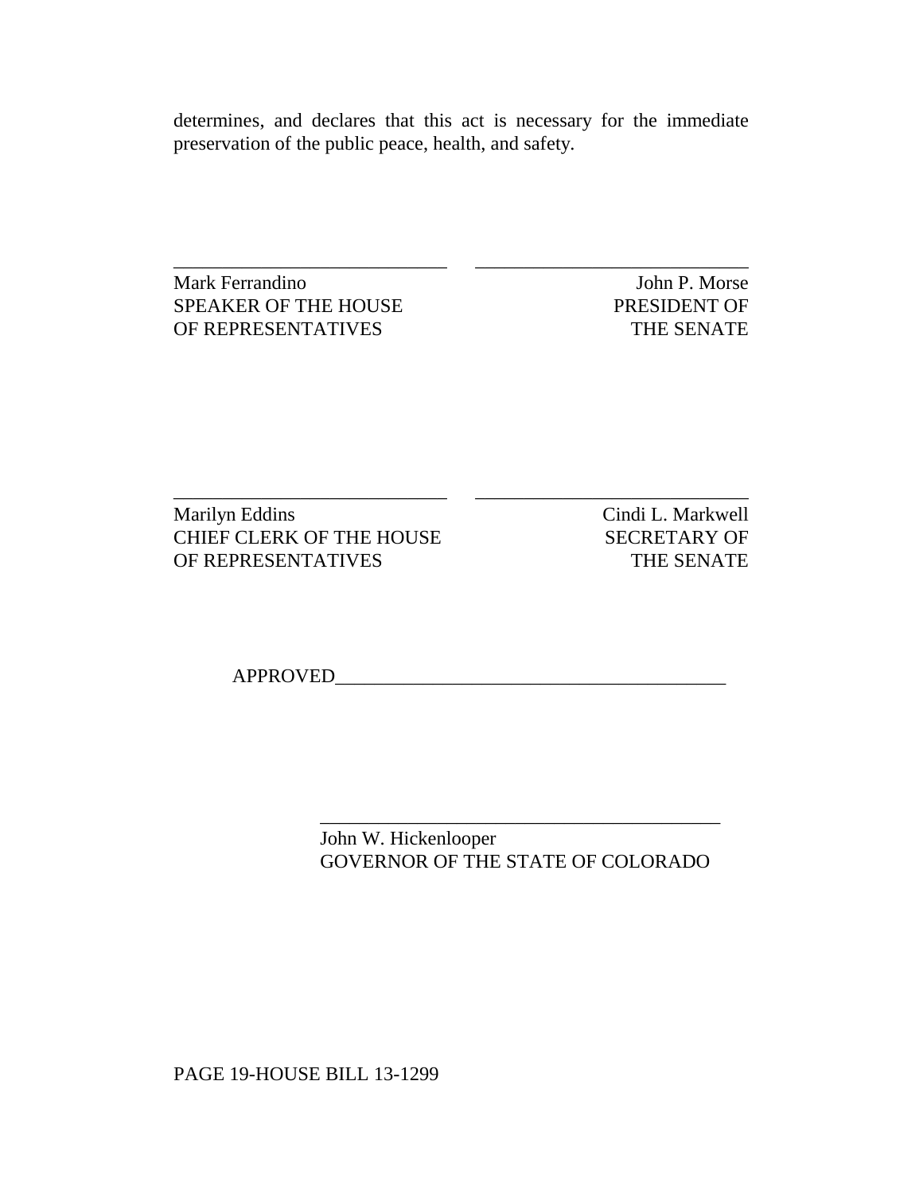determines, and declares that this act is necessary for the immediate preservation of the public peace, health, and safety.

| | |
|---|---|
| \_\_\_\_\_\_\_\_\_\_\_\_\_\_\_\_\_\_\_\_\_\_\_\_\_\_\_\_ | \_\_\_\_\_\_\_\_\_\_\_\_\_\_\_\_\_\_\_\_\_\_\_\_\_\_\_\_ |
| Mark Ferrandino | John P. Morse |
| SPEAKER OF THE HOUSE | PRESIDENT OF |
| OF REPRESENTATIVES | THE SENATE |

| | |
|---|---|
| \_\_\_\_\_\_\_\_\_\_\_\_\_\_\_\_\_\_\_\_\_\_\_\_\_\_\_\_ | \_\_\_\_\_\_\_\_\_\_\_\_\_\_\_\_\_\_\_\_\_\_\_\_\_\_\_\_ |
| Marilyn Eddins | Cindi L. Markwell |
| CHIEF CLERK OF THE HOUSE | SECRETARY OF |
| OF REPRESENTATIVES | THE SENATE |

APPROVED\_\_\_\_\_\_\_\_\_\_\_\_\_\_\_\_\_\_\_\_\_\_\_\_\_\_\_\_\_\_\_\_\_\_\_\_\_\_\_\_

\_\_\_\_\_\_\_\_\_\_\_\_\_\_\_\_\_\_\_\_\_\_\_\_\_\_\_\_\_\_\_\_\_\_\_\_\_\_\_\_\_\_

John W. Hickenlooper
GOVERNOR OF THE STATE OF COLORADO

PAGE 19-HOUSE BILL 13-1299